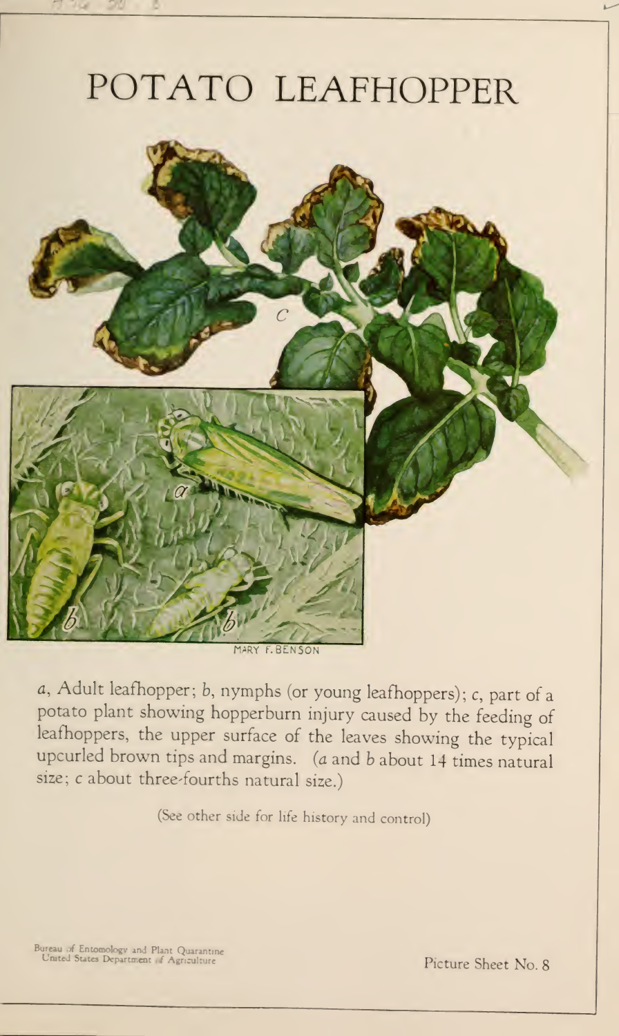# POTATO LEAFHOPPER

*a*, Adult leafhopper; *b*, nymphs (or young leafhoppers); *c*, part of a potato plant showing hopperburn injury caused by the feeding of leafhoppers, the upper surface of the leaves showing the typical upcurled brown tips and margins. (*a* and *b* about 14 times natural size; *c* about three-fourths natural size.)

(See other side for life history and control)

Bureau of Entomology and Plant Quarantine
United States Department of Agriculture

Picture Sheet No. 8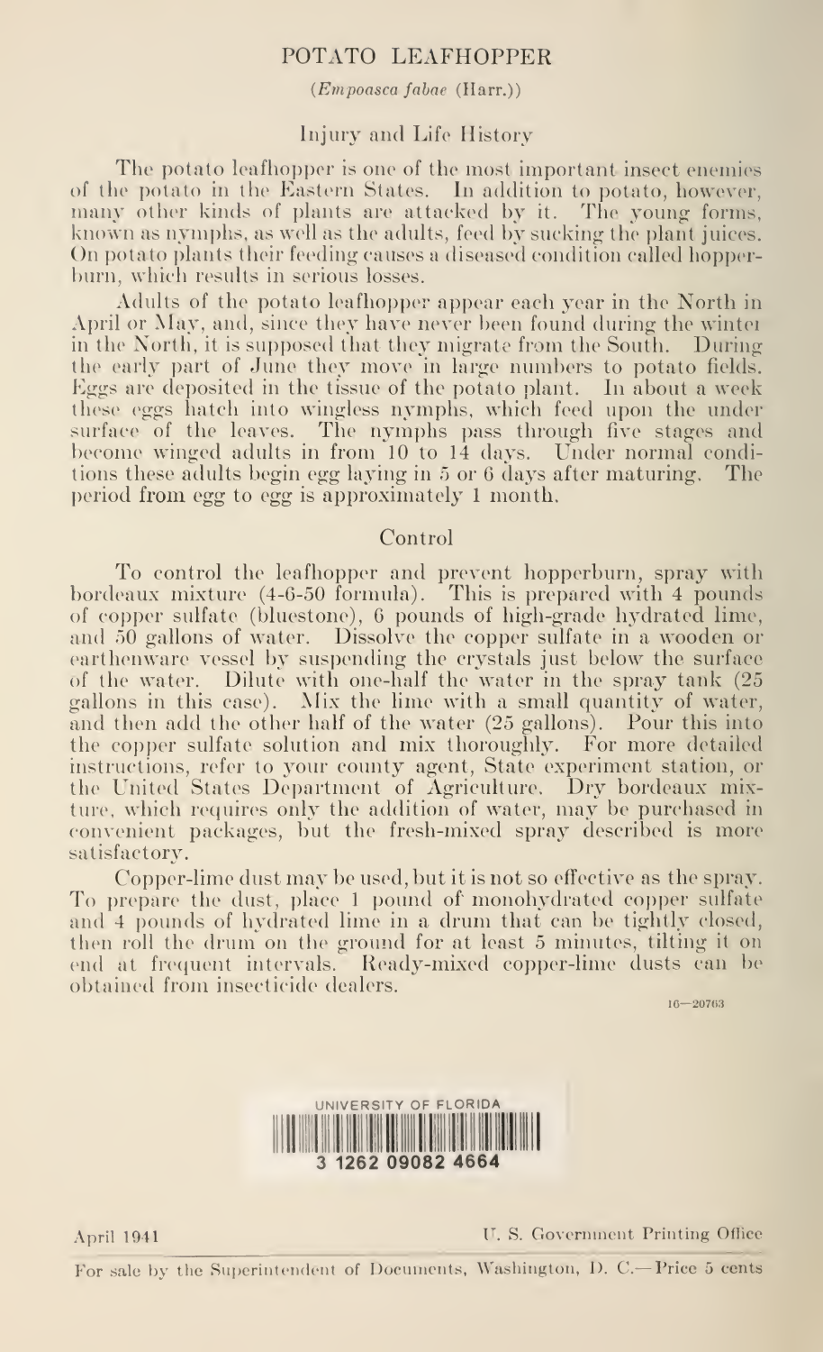# POTATO LEAFHOPPER

(*Empoasca fabae* (Harr.))

## Injury and Life History

The potato leafhopper is one of the most important insect enemies of the potato in the Eastern States. In addition to potato, however, many other kinds of plants are attacked by it. The young forms, known as nymphs, as well as the adults, feed by sucking the plant juices. On potato plants their feeding causes a diseased condition called hopperburn, which results in serious losses.

Adults of the potato leafhopper appear each year in the North in April or May, and, since they have never been found during the winter in the North, it is supposed that they migrate from the South. During the early part of June they move in large numbers to potato fields. Eggs are deposited in the tissue of the potato plant. In about a week these eggs hatch into wingless nymphs, which feed upon the under surface of the leaves. The nymphs pass through five stages and become winged adults in from 10 to 14 days. Under normal conditions these adults begin egg laying in 5 or 6 days after maturing. The period from egg to egg is approximately 1 month.

## Control

To control the leafhopper and prevent hopperburn, spray with bordeaux mixture (4-6-50 formula). This is prepared with 4 pounds of copper sulfate (bluestone), 6 pounds of high-grade hydrated lime, and 50 gallons of water. Dissolve the copper sulfate in a wooden or earthenware vessel by suspending the crystals just below the surface of the water. Dilute with one-half the water in the spray tank (25 gallons in this case). Mix the lime with a small quantity of water, and then add the other half of the water (25 gallons). Pour this into the copper sulfate solution and mix thoroughly. For more detailed instructions, refer to your county agent, State experiment station, or the United States Department of Agriculture. Dry bordeaux mixture, which requires only the addition of water, may be purchased in convenient packages, but the fresh-mixed spray described is more satisfactory.

Copper-lime dust may be used, but it is not so effective as the spray. To prepare the dust, place 1 pound of monohydrated copper sulfate and 4 pounds of hydrated lime in a drum that can be tightly closed, then roll the drum on the ground for at least 5 minutes, tilting it on end at frequent intervals. Ready-mixed copper-lime dusts can be obtained from insecticide dealers.

16—20763

UNIVERSITY OF FLORIDA

3 1262 09082 4664

April 1941 U. S. Government Printing Office

For sale by the Superintendent of Documents, Washington, D. C.—Price 5 cents